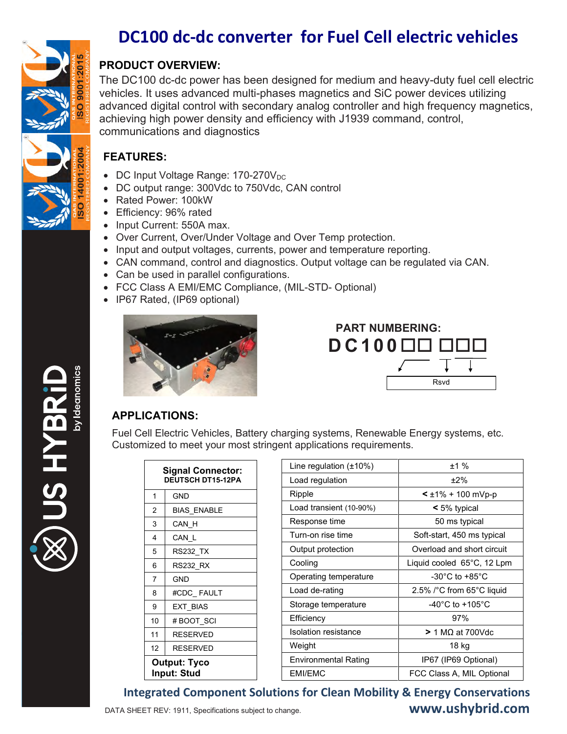# DC100 dc-dc converter for Fuel Cell electric vehicles

## PRODUCT OVERVIEW:

The DC100 dc-dc power has been designed for medium and heavy-duty fuel cell electric vehicles. It uses advanced multi-phases magnetics and SiC power devices utilizing advanced digital control with secondary analog controller and high frequency magnetics, achieving high power density and efficiency with J1939 command, control, communications and diagnostics

## FEATURES:

- DC Input Voltage Range: 170-270$V_{DC}$
- DC output range: 300Vdc to 750Vdc, CAN control
- Rated Power: 100kW
- Efficiency: 96% rated
- Input Current: 550A max.
- Over Current, Over/Under Voltage and Over Temp protection.
- Input and output voltages, currents, power and temperature reporting.
- CAN command, control and diagnostics. Output voltage can be regulated via CAN.
- Can be used in parallel configurations.
- FCC Class A EMI/EMC Compliance, (MIL-STD- Optional)
- IP67 Rated, (IP69 optional)

## PART NUMBERING:

**DC100☐☐ ☐☐☐**

Rsvd

## APPLICATIONS:

Fuel Cell Electric Vehicles, Battery charging systems, Renewable Energy systems, etc. Customized to meet your most stringent applications requirements.

| Signal Connector: DEUTSCH DT15-12PA | |
|---|---|
| 1 | GND |
| 2 | BIAS_ENABLE |
| 3 | CAN_H |
| 4 | CAN_L |
| 5 | RS232_TX |
| 6 | RS232_RX |
| 7 | GND |
| 8 | #CDC_ FAULT |
| 9 | EXT_BIAS |
| 10 | # BOOT_SCI |
| 11 | RESERVED |
| 12 | RESERVED |
| **Output: Tyco** **Input: Stud** | |

| Parameter | Value |
|---|---|
| Line regulation (±10%) | ±1 % |
| Load regulation | ±2% |
| Ripple | < ±1% + 100 mVp-p |
| Load transient (10-90%) | < 5% typical |
| Response time | 50 ms typical |
| Turn-on rise time | Soft-start, 450 ms typical |
| Output protection | Overload and short circuit |
| Cooling | Liquid cooled 65°C, 12 Lpm |
| Operating temperature | -30°C to +85°C |
| Load de-rating | 2.5% /°C from 65°C liquid |
| Storage temperature | -40°C to +105°C |
| Efficiency | 97% |
| Isolation resistance | > 1 MΩ at 700Vdc |
| Weight | 18 kg |
| Environmental Rating | IP67 (IP69 Optional) |
| EMI/EMC | FCC Class A, MIL Optional |

**Integrated Component Solutions for Clean Mobility & Energy Conservations**

DATA SHEET REV: 1911, Specifications subject to change. **www.ushybrid.com**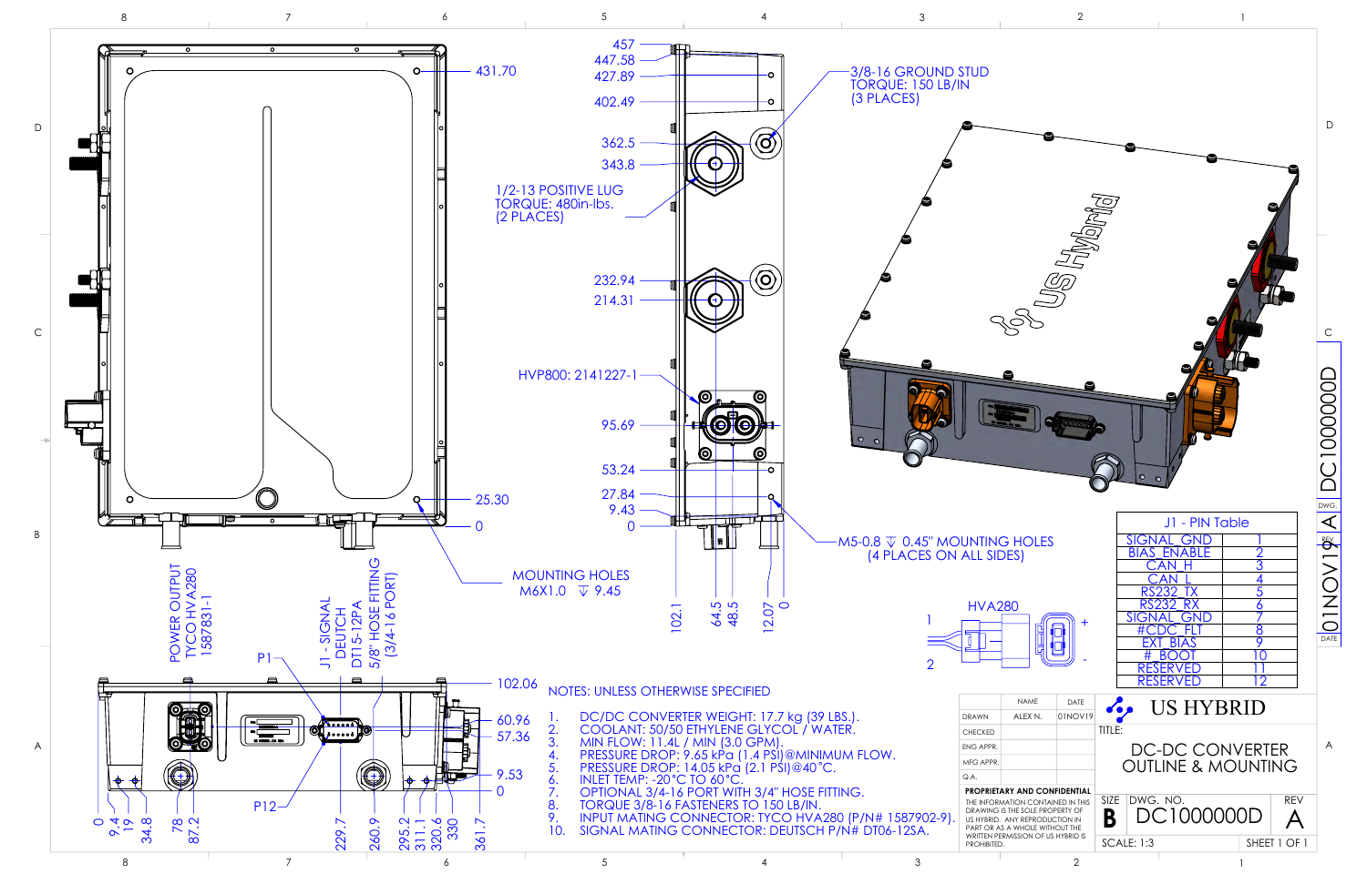3/8-16 GROUND STUD
TORQUE: 150 LB/IN
(3 PLACES)

1/2-13 POSITIVE LUG
TORQUE: 480in-lbs.
(2 PLACES)

HVP800: 2141227-1

M5-0.8 ↧ 0.45" MOUNTING HOLES
(4 PLACES ON ALL SIDES)

MOUNTING HOLES
M6X1.0 ↧ 9.45

POWER OUTPUT
TYCO HVA280
1587831-1

J1 - SIGNAL
DEUTCH
DT15-12PA

5/8" HOSE FITTING
(3/4-16 PORT)

P1

P12

HVA280

431.70
25.30
0

457
447.58
427.89
402.49
362.5
343.8
232.94
214.31
95.69
53.24
27.84
9.43
0

102.1
64.5
48.5
12.07
0

102.06
60.96
57.36
9.53
0

0
9.4
19
34.8
78
87.2
229.7
260.9
295.2
311.1
320.6
330
361.7

| J1 - PIN Table | |
|---|---|
| SIGNAL_GND | 1 |
| BIAS_ENABLE | 2 |
| CAN_H | 3 |
| CAN_L | 4 |
| RS232_TX | 5 |
| RS232_RX | 6 |
| SIGNAL_GND | 7 |
| #CDC_FLT | 8 |
| EXT_BIAS | 9 |
| #_BOOT | 10 |
| RESERVED | 11 |
| RESERVED | 12 |

## NOTES: UNLESS OTHERWISE SPECIFIED

1. DC/DC CONVERTER WEIGHT: 17.7 kg (39 LBS.).
2. COOLANT: 50/50 ETHYLENE GLYCOL / WATER.
3. MIN FLOW: 11.4L / MIN (3.0 GPM).
4. PRESSURE DROP: 9.65 kPa (1.4 PSI)@MINIMUM FLOW.
5. PRESSURE DROP: 14.05 kPa (2.1 PSI)@40°C.
6. INLET TEMP: -20°C TO 60°C.
7. OPTIONAL 3/4-16 PORT WITH 3/4" HOSE FITTING.
8. TORQUE 3/8-16 FASTENERS TO 150 LB/IN.
9. INPUT MATING CONNECTOR: TYCO HVA280 (P/N# 1587902-9).
10. SIGNAL MATING CONNECTOR: DEUTSCH P/N# DT06-12SA.

| | NAME | DATE |
|---|---|---|
| DRAWN | ALEX N. | 01NOV19 |
| CHECKED | | |
| ENG APPR. | | |
| MFG APPR. | | |
| Q.A. | | |

**PROPRIETARY AND CONFIDENTIAL**
THE INFORMATION CONTAINED IN THIS DRAWING IS THE SOLE PROPERTY OF US HYBRID. ANY REPRODUCTION IN PART OR AS A WHOLE WITHOUT THE WRITTEN PERMISSION OF US HYBRID IS PROHIBITED.

US HYBRID

TITLE: DC-DC CONVERTER OUTLINE & MOUNTING

SIZE: B | DWG. NO.: DC1000000D | REV: A

SCALE: 1:3 | SHEET 1 OF 1

DWG. DC1000000D | REV. A | DATE 01NOV19